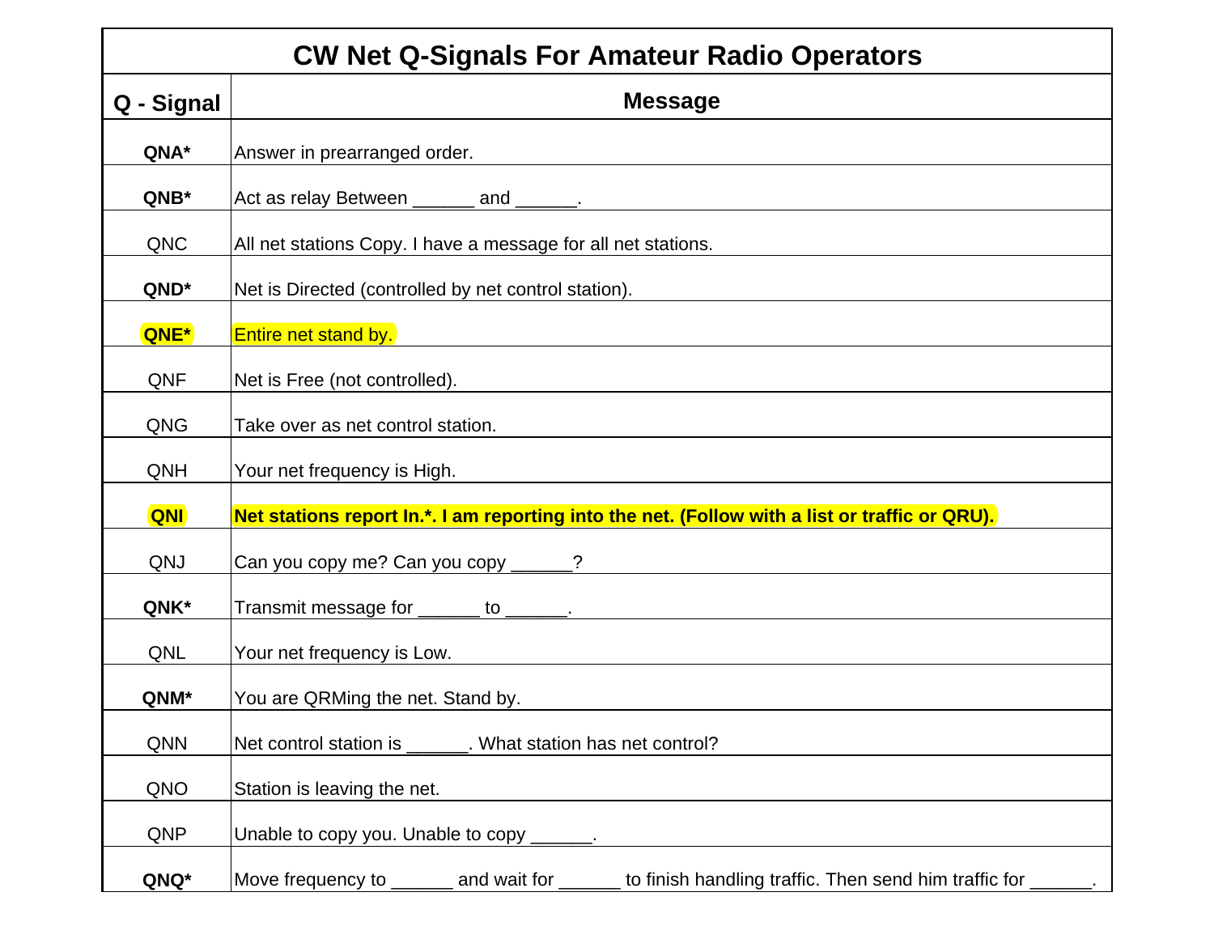# CW Net Q-Signals For Amateur Radio Operators

| Q - Signal | Message |
|---|---|
| **QNA*** | Answer in prearranged order. |
| **QNB*** | Act as relay Between ______ and ______. |
| QNC | All net stations Copy. I have a message for all net stations. |
| **QND*** | Net is Directed (controlled by net control station). |
| **QNE*** | Entire net stand by. |
| QNF | Net is Free (not controlled). |
| QNG | Take over as net control station. |
| QNH | Your net frequency is High. |
| **QNI** | **Net stations report In.*. I am reporting into the net. (Follow with a list or traffic or QRU).** |
| QNJ | Can you copy me? Can you copy ______? |
| **QNK*** | Transmit message for ______ to ______. |
| QNL | Your net frequency is Low. |
| **QNM*** | You are QRMing the net. Stand by. |
| QNN | Net control station is ______. What station has net control? |
| QNO | Station is leaving the net. |
| QNP | Unable to copy you. Unable to copy ______. |
| **QNQ*** | Move frequency to ______ and wait for ______ to finish handling traffic. Then send him traffic for ______. |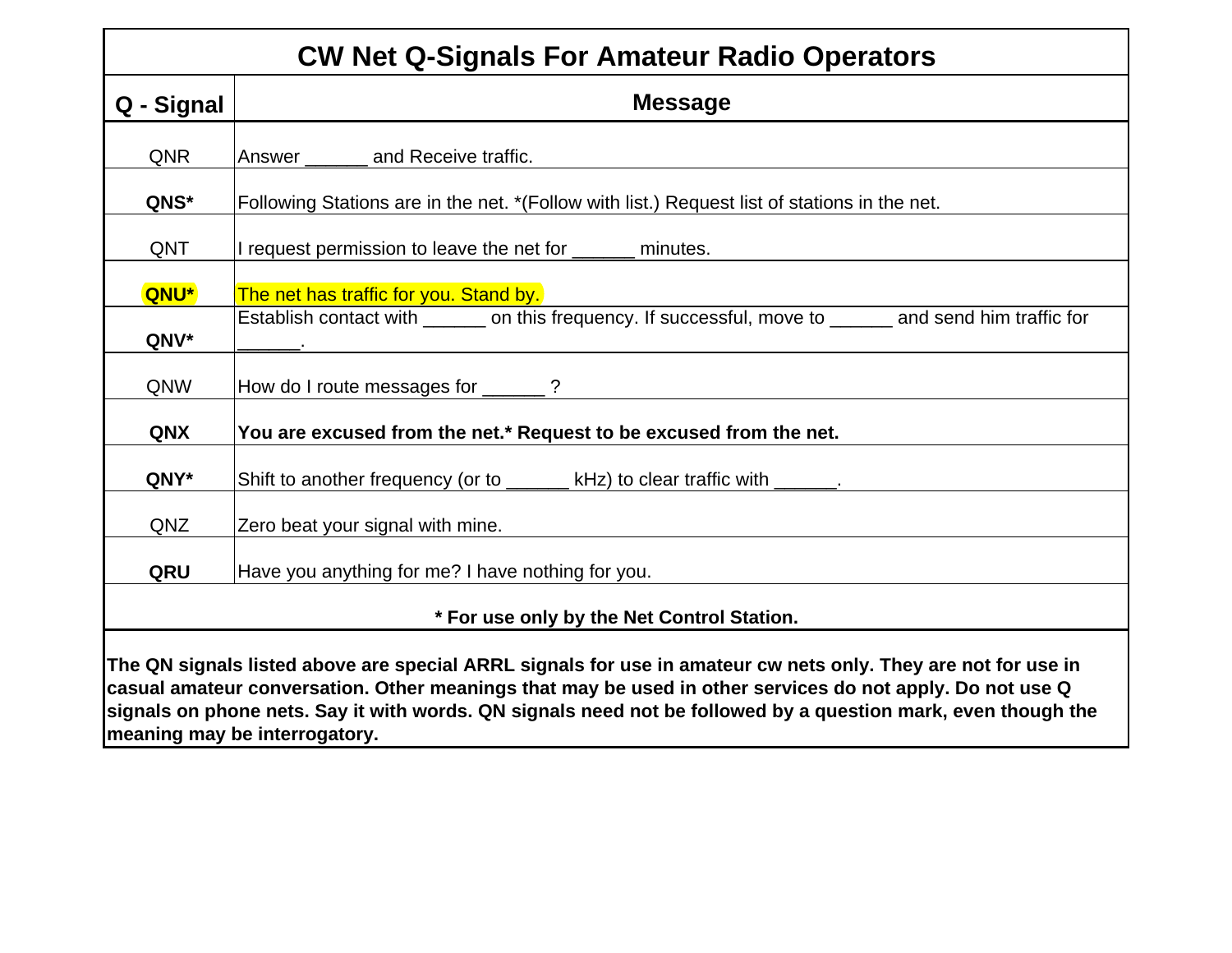# CW Net Q-Signals For Amateur Radio Operators

| Q - Signal | Message |
| --- | --- |
| QNR | Answer ______ and Receive traffic. |
| **QNS*** | Following Stations are in the net. *(Follow with list.) Request list of stations in the net. |
| QNT | I request permission to leave the net for ______ minutes. |
| **QNU*** | The net has traffic for you. Stand by. |
| **QNV*** | Establish contact with ______ on this frequency. If successful, move to ______ and send him traffic for ______. |
| QNW | How do I route messages for ______ ? |
| **QNX** | **You are excused from the net.* Request to be excused from the net.** |
| **QNY*** | Shift to another frequency (or to ______ kHz) to clear traffic with ______. |
| QNZ | Zero beat your signal with mine. |
| **QRU** | Have you anything for me? I have nothing for you. |

**\* For use only by the Net Control Station.**

**The QN signals listed above are special ARRL signals for use in amateur cw nets only. They are not for use in casual amateur conversation. Other meanings that may be used in other services do not apply. Do not use Q signals on phone nets. Say it with words. QN signals need not be followed by a question mark, even though the meaning may be interrogatory.**